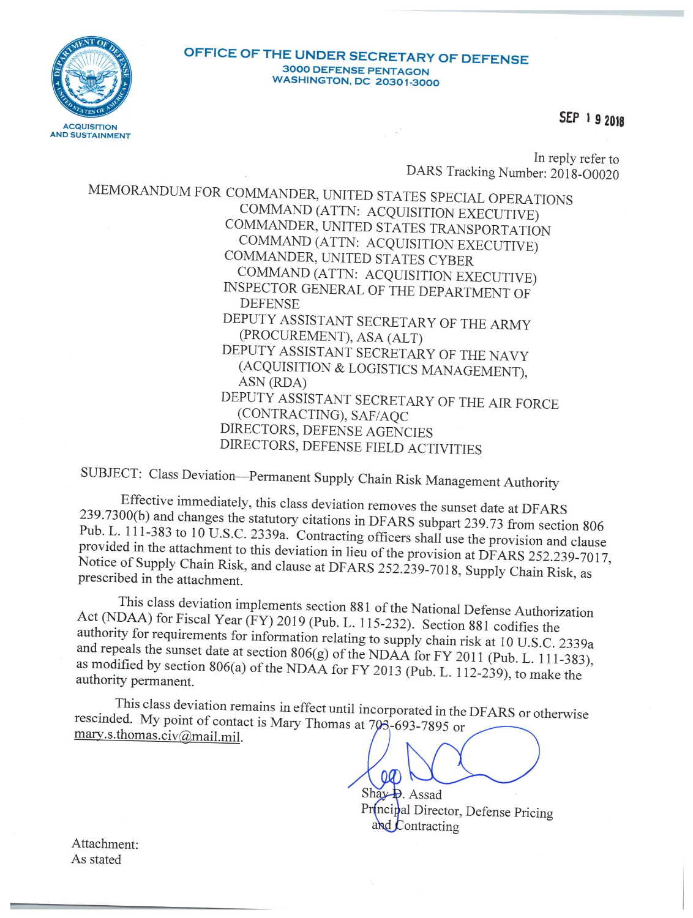OFFICE OF THE UNDER SECRETARY OF DEFENSE
3000 DEFENSE PENTAGON
WASHINGTON, DC 20301-3000

ACQUISITION AND SUSTAINMENT

SEP 19 2018

In reply refer to
DARS Tracking Number: 2018-O0020

MEMORANDUM FOR COMMANDER, UNITED STATES SPECIAL OPERATIONS COMMAND (ATTN: ACQUISITION EXECUTIVE)
COMMANDER, UNITED STATES TRANSPORTATION COMMAND (ATTN: ACQUISITION EXECUTIVE)
COMMANDER, UNITED STATES CYBER COMMAND (ATTN: ACQUISITION EXECUTIVE)
INSPECTOR GENERAL OF THE DEPARTMENT OF DEFENSE
DEPUTY ASSISTANT SECRETARY OF THE ARMY (PROCUREMENT), ASA (ALT)
DEPUTY ASSISTANT SECRETARY OF THE NAVY (ACQUISITION & LOGISTICS MANAGEMENT), ASN (RDA)
DEPUTY ASSISTANT SECRETARY OF THE AIR FORCE (CONTRACTING), SAF/AQC
DIRECTORS, DEFENSE AGENCIES
DIRECTORS, DEFENSE FIELD ACTIVITIES

SUBJECT: Class Deviation—Permanent Supply Chain Risk Management Authority

Effective immediately, this class deviation removes the sunset date at DFARS 239.7300(b) and changes the statutory citations in DFARS subpart 239.73 from section 806 Pub. L. 111-383 to 10 U.S.C. 2339a. Contracting officers shall use the provision and clause provided in the attachment to this deviation in lieu of the provision at DFARS 252.239-7017, Notice of Supply Chain Risk, and clause at DFARS 252.239-7018, Supply Chain Risk, as prescribed in the attachment.

This class deviation implements section 881 of the National Defense Authorization Act (NDAA) for Fiscal Year (FY) 2019 (Pub. L. 115-232). Section 881 codifies the authority for requirements for information relating to supply chain risk at 10 U.S.C. 2339a and repeals the sunset date at section 806(g) of the NDAA for FY 2011 (Pub. L. 111-383), as modified by section 806(a) of the NDAA for FY 2013 (Pub. L. 112-239), to make the authority permanent.

This class deviation remains in effect until incorporated in the DFARS or otherwise rescinded. My point of contact is Mary Thomas at 703-693-7895 or mary.s.thomas.civ@mail.mil.

Shay D. Assad
Principal Director, Defense Pricing and Contracting

Attachment:
As stated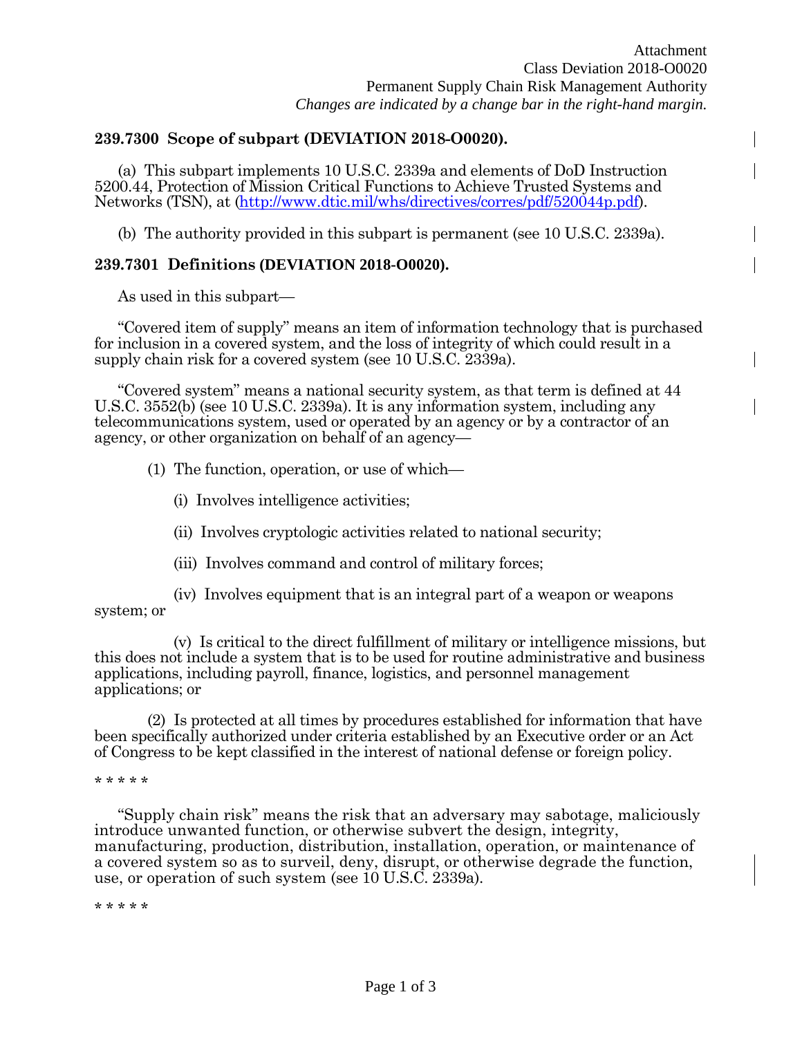Attachment
Class Deviation 2018-O0020
Permanent Supply Chain Risk Management Authority
*Changes are indicated by a change bar in the right-hand margin.*

**239.7300 Scope of subpart (DEVIATION 2018-O0020).**

(a) This subpart implements 10 U.S.C. 2339a and elements of DoD Instruction 5200.44, Protection of Mission Critical Functions to Achieve Trusted Systems and Networks (TSN), at (http://www.dtic.mil/whs/directives/corres/pdf/520044p.pdf).

(b) The authority provided in this subpart is permanent (see 10 U.S.C. 2339a).

**239.7301 Definitions (DEVIATION 2018-O0020).**

As used in this subpart—

"Covered item of supply" means an item of information technology that is purchased for inclusion in a covered system, and the loss of integrity of which could result in a supply chain risk for a covered system (see 10 U.S.C. 2339a).

"Covered system" means a national security system, as that term is defined at 44 U.S.C. 3552(b) (see 10 U.S.C. 2339a). It is any information system, including any telecommunications system, used or operated by an agency or by a contractor of an agency, or other organization on behalf of an agency—

(1) The function, operation, or use of which—

(i) Involves intelligence activities;

(ii) Involves cryptologic activities related to national security;

(iii) Involves command and control of military forces;

(iv) Involves equipment that is an integral part of a weapon or weapons system; or

(v) Is critical to the direct fulfillment of military or intelligence missions, but this does not include a system that is to be used for routine administrative and business applications, including payroll, finance, logistics, and personnel management applications; or

(2) Is protected at all times by procedures established for information that have been specifically authorized under criteria established by an Executive order or an Act of Congress to be kept classified in the interest of national defense or foreign policy.

\* \* \* \* \*

"Supply chain risk" means the risk that an adversary may sabotage, maliciously introduce unwanted function, or otherwise subvert the design, integrity, manufacturing, production, distribution, installation, operation, or maintenance of a covered system so as to surveil, deny, disrupt, or otherwise degrade the function, use, or operation of such system (see 10 U.S.C. 2339a).

\* \* \* \* \*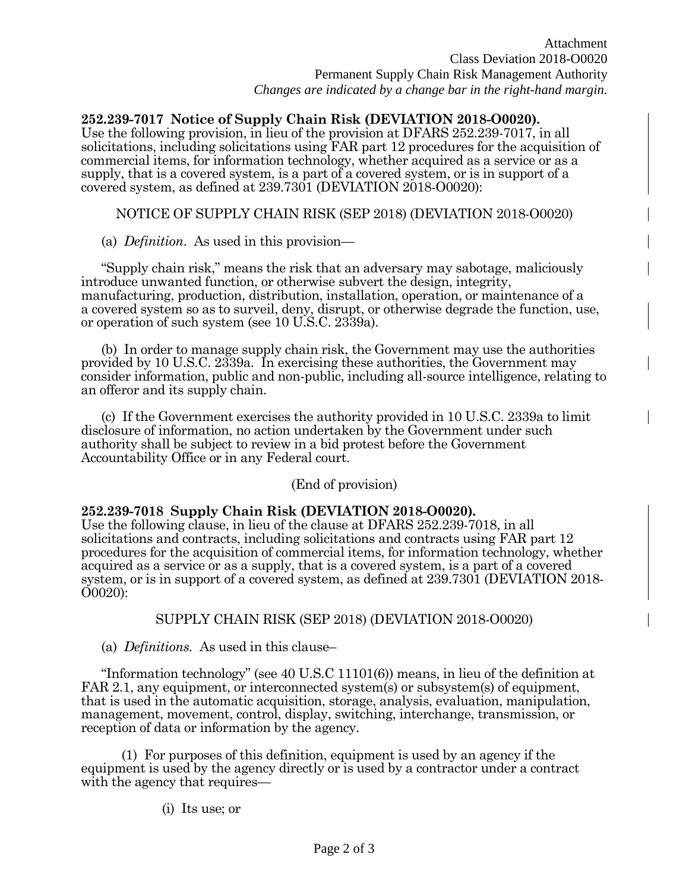Attachment
Class Deviation 2018-O0020
Permanent Supply Chain Risk Management Authority
*Changes are indicated by a change bar in the right-hand margin.*

**252.239-7017 Notice of Supply Chain Risk (DEVIATION 2018-O0020).**
Use the following provision, in lieu of the provision at DFARS 252.239-7017, in all solicitations, including solicitations using FAR part 12 procedures for the acquisition of commercial items, for information technology, whether acquired as a service or as a supply, that is a covered system, is a part of a covered system, or is in support of a covered system, as defined at 239.7301 (DEVIATION 2018-O0020):

NOTICE OF SUPPLY CHAIN RISK (SEP 2018) (DEVIATION 2018-O0020)

(a) *Definition*. As used in this provision—

"Supply chain risk," means the risk that an adversary may sabotage, maliciously introduce unwanted function, or otherwise subvert the design, integrity, manufacturing, production, distribution, installation, operation, or maintenance of a a covered system so as to surveil, deny, disrupt, or otherwise degrade the function, use, or operation of such system (see 10 U.S.C. 2339a).

(b) In order to manage supply chain risk, the Government may use the authorities provided by 10 U.S.C. 2339a. In exercising these authorities, the Government may consider information, public and non-public, including all-source intelligence, relating to an offeror and its supply chain.

(c) If the Government exercises the authority provided in 10 U.S.C. 2339a to limit disclosure of information, no action undertaken by the Government under such authority shall be subject to review in a bid protest before the Government Accountability Office or in any Federal court.

(End of provision)

**252.239-7018 Supply Chain Risk (DEVIATION 2018-O0020).**
Use the following clause, in lieu of the clause at DFARS 252.239-7018, in all solicitations and contracts, including solicitations and contracts using FAR part 12 procedures for the acquisition of commercial items, for information technology, whether acquired as a service or as a supply, that is a covered system, is a part of a covered system, or is in support of a covered system, as defined at 239.7301 (DEVIATION 2018-O0020):

SUPPLY CHAIN RISK (SEP 2018) (DEVIATION 2018-O0020)

(a) *Definitions.* As used in this clause–

"Information technology" (see 40 U.S.C 11101(6)) means, in lieu of the definition at FAR 2.1, any equipment, or interconnected system(s) or subsystem(s) of equipment, that is used in the automatic acquisition, storage, analysis, evaluation, manipulation, management, movement, control, display, switching, interchange, transmission, or reception of data or information by the agency.

(1) For purposes of this definition, equipment is used by an agency if the equipment is used by the agency directly or is used by a contractor under a contract with the agency that requires—

(i) Its use; or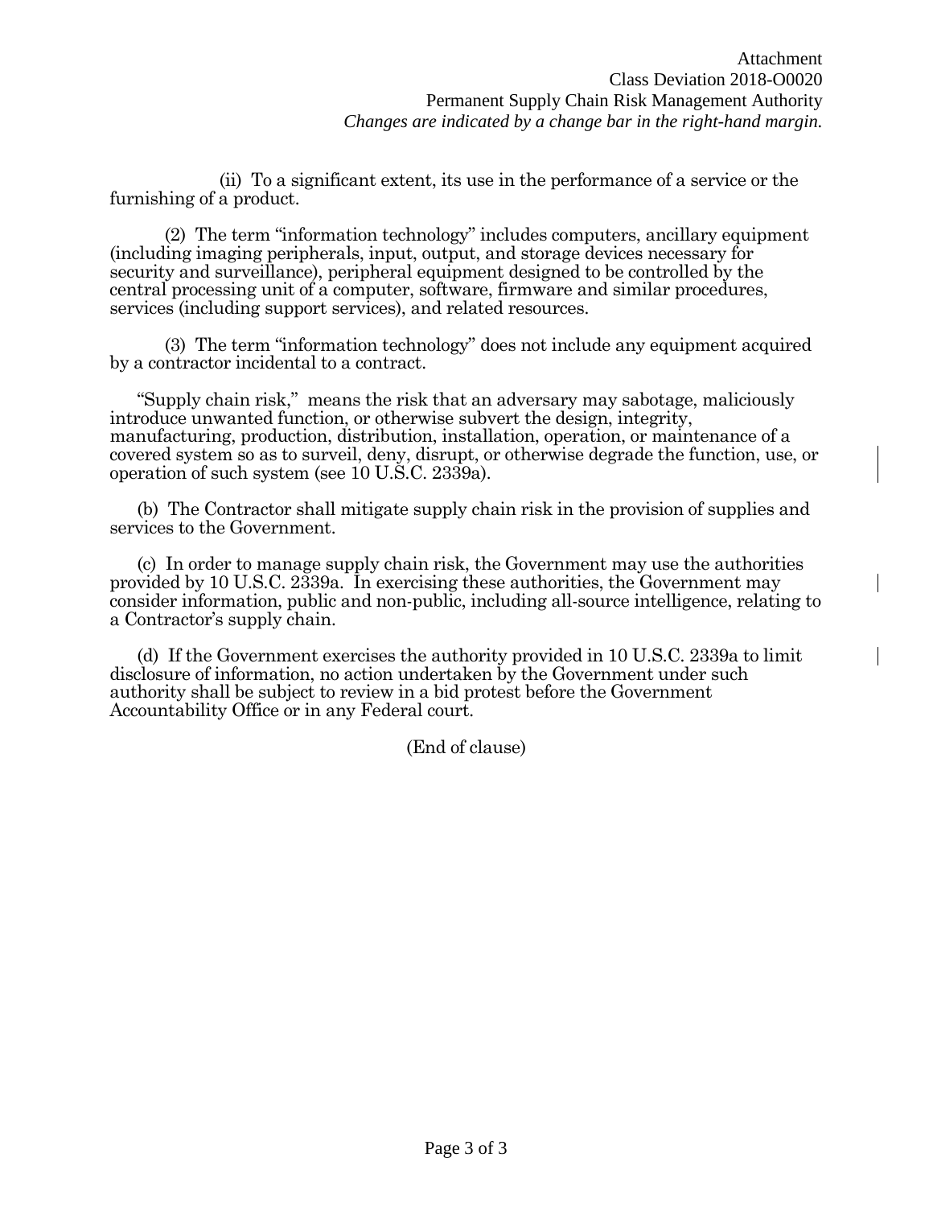(ii) To a significant extent, its use in the performance of a service or the furnishing of a product.

(2) The term "information technology" includes computers, ancillary equipment (including imaging peripherals, input, output, and storage devices necessary for security and surveillance), peripheral equipment designed to be controlled by the central processing unit of a computer, software, firmware and similar procedures, services (including support services), and related resources.

(3) The term "information technology" does not include any equipment acquired by a contractor incidental to a contract.

"Supply chain risk," means the risk that an adversary may sabotage, maliciously introduce unwanted function, or otherwise subvert the design, integrity, manufacturing, production, distribution, installation, operation, or maintenance of a covered system so as to surveil, deny, disrupt, or otherwise degrade the function, use, or operation of such system (see 10 U.S.C. 2339a).

(b) The Contractor shall mitigate supply chain risk in the provision of supplies and services to the Government.

(c) In order to manage supply chain risk, the Government may use the authorities provided by 10 U.S.C. 2339a. In exercising these authorities, the Government may consider information, public and non-public, including all-source intelligence, relating to a Contractor's supply chain.

(d) If the Government exercises the authority provided in 10 U.S.C. 2339a to limit disclosure of information, no action undertaken by the Government under such authority shall be subject to review in a bid protest before the Government Accountability Office or in any Federal court.

(End of clause)